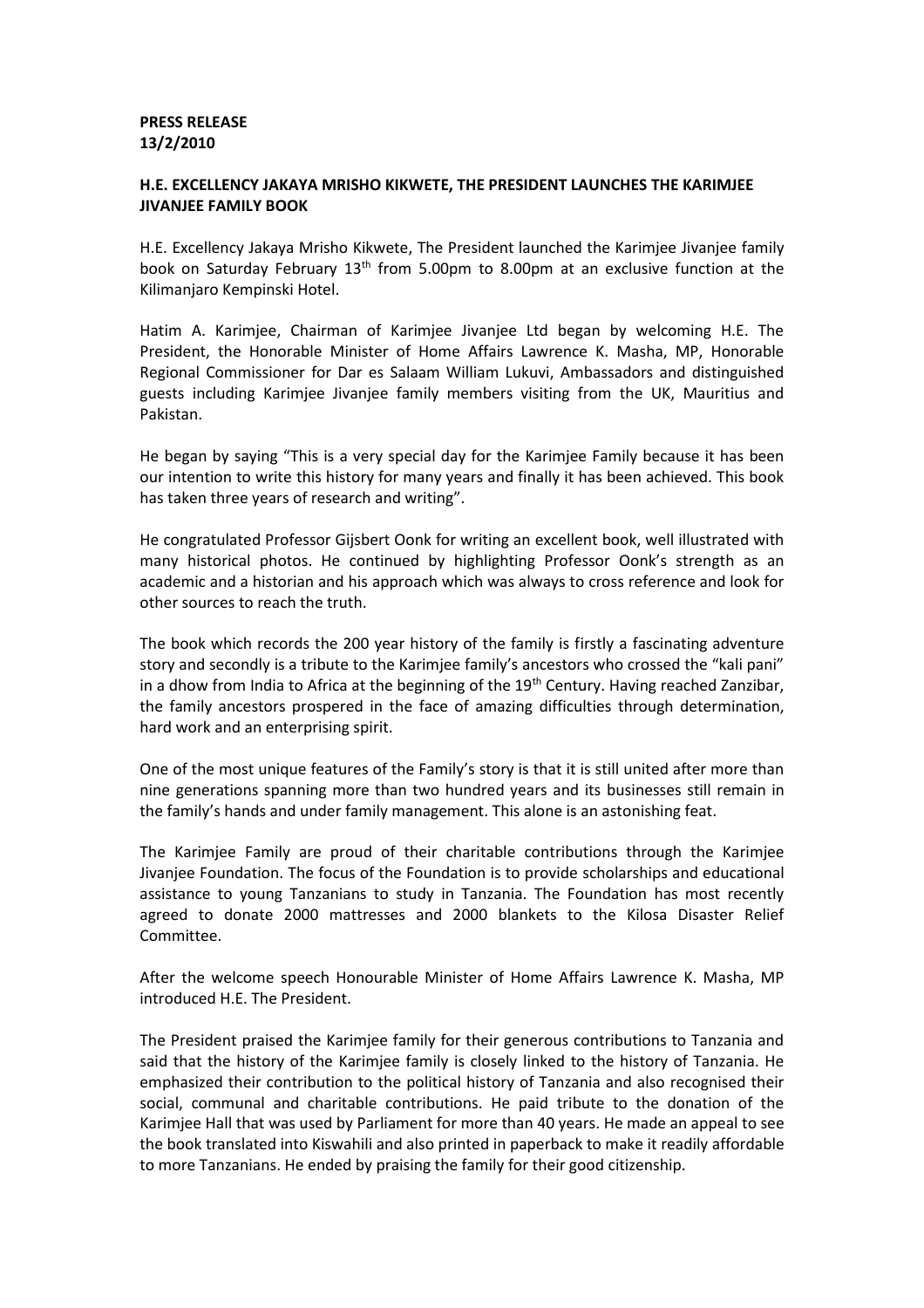**PRESS RELEASE**
**13/2/2010**

**H.E. EXCELLENCY JAKAYA MRISHO KIKWETE, THE PRESIDENT LAUNCHES THE KARIMJEE JIVANJEE FAMILY BOOK**

H.E. Excellency Jakaya Mrisho Kikwete, The President launched the Karimjee Jivanjee family book on Saturday February 13th from 5.00pm to 8.00pm at an exclusive function at the Kilimanjaro Kempinski Hotel.

Hatim A. Karimjee, Chairman of Karimjee Jivanjee Ltd began by welcoming H.E. The President, the Honorable Minister of Home Affairs Lawrence K. Masha, MP, Honorable Regional Commissioner for Dar es Salaam William Lukuvi, Ambassadors and distinguished guests including Karimjee Jivanjee family members visiting from the UK, Mauritius and Pakistan.

He began by saying "This is a very special day for the Karimjee Family because it has been our intention to write this history for many years and finally it has been achieved. This book has taken three years of research and writing".

He congratulated Professor Gijsbert Oonk for writing an excellent book, well illustrated with many historical photos. He continued by highlighting Professor Oonk's strength as an academic and a historian and his approach which was always to cross reference and look for other sources to reach the truth.

The book which records the 200 year history of the family is firstly a fascinating adventure story and secondly is a tribute to the Karimjee family's ancestors who crossed the "kali pani" in a dhow from India to Africa at the beginning of the 19th Century. Having reached Zanzibar, the family ancestors prospered in the face of amazing difficulties through determination, hard work and an enterprising spirit.

One of the most unique features of the Family's story is that it is still united after more than nine generations spanning more than two hundred years and its businesses still remain in the family's hands and under family management. This alone is an astonishing feat.

The Karimjee Family are proud of their charitable contributions through the Karimjee Jivanjee Foundation. The focus of the Foundation is to provide scholarships and educational assistance to young Tanzanians to study in Tanzania. The Foundation has most recently agreed to donate 2000 mattresses and 2000 blankets to the Kilosa Disaster Relief Committee.

After the welcome speech Honourable Minister of Home Affairs Lawrence K. Masha, MP introduced H.E. The President.

The President praised the Karimjee family for their generous contributions to Tanzania and said that the history of the Karimjee family is closely linked to the history of Tanzania. He emphasized their contribution to the political history of Tanzania and also recognised their social, communal and charitable contributions. He paid tribute to the donation of the Karimjee Hall that was used by Parliament for more than 40 years. He made an appeal to see the book translated into Kiswahili and also printed in paperback to make it readily affordable to more Tanzanians. He ended by praising the family for their good citizenship.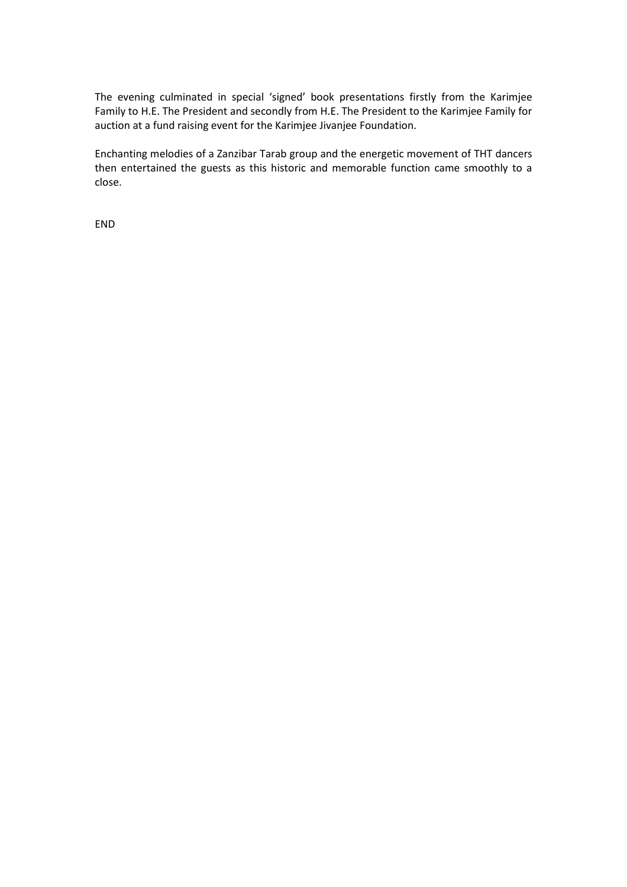The evening culminated in special 'signed' book presentations firstly from the Karimjee Family to H.E. The President and secondly from H.E. The President to the Karimjee Family for auction at a fund raising event for the Karimjee Jivanjee Foundation.

Enchanting melodies of a Zanzibar Tarab group and the energetic movement of THT dancers then entertained the guests as this historic and memorable function came smoothly to a close.

END